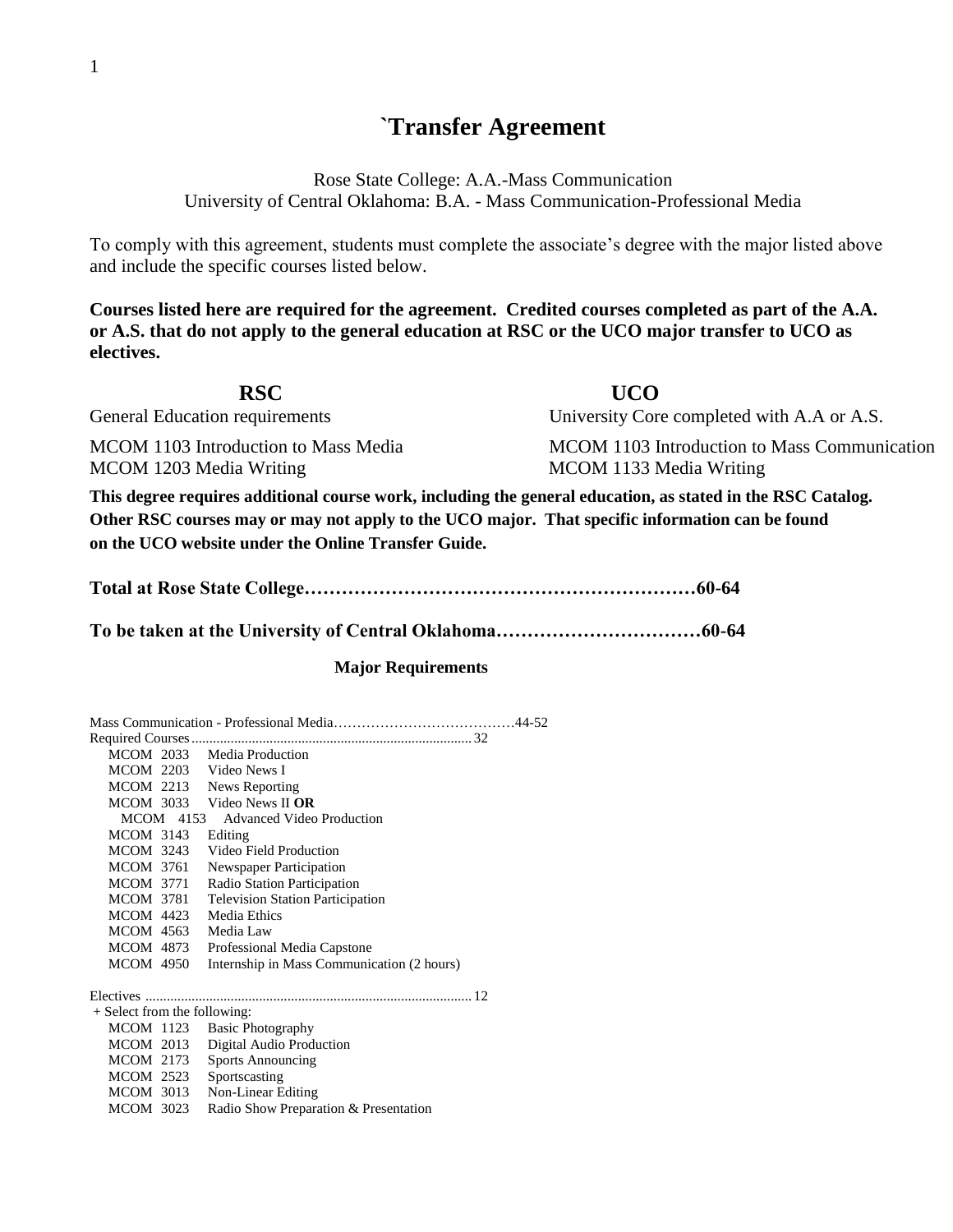# `Transfer Agreement

Rose State College: A.A.-Mass Communication
University of Central Oklahoma: B.A. - Mass Communication-Professional Media

To comply with this agreement, students must complete the associate's degree with the major listed above and include the specific courses listed below.

**Courses listed here are required for the agreement. Credited courses completed as part of the A.A. or A.S. that do not apply to the general education at RSC or the UCO major transfer to UCO as electives.**

| RSC | UCO |
| --- | --- |
| General Education requirements | University Core completed with A.A or A.S. |
| MCOM 1103 Introduction to Mass Media | MCOM 1103 Introduction to Mass Communication |
| MCOM 1203 Media Writing | MCOM 1133 Media Writing |

**This degree requires additional course work, including the general education, as stated in the RSC Catalog. Other RSC courses may or may not apply to the UCO major. That specific information can be found on the UCO website under the Online Transfer Guide.**

**Total at Rose State College……………………………………………………60-64**

**To be taken at the University of Central Oklahoma……………………………60-64**

### Major Requirements

Mass Communication - Professional Media…………………………………44-52

Required Courses.............................................................................. 32

- MCOM 2033 Media Production
- MCOM 2203 Video News I
- MCOM 2213 News Reporting
- MCOM 3033 Video News II **OR**
  - MCOM 4153 Advanced Video Production
- MCOM 3143 Editing
- MCOM 3243 Video Field Production
- MCOM 3761 Newspaper Participation
- MCOM 3771 Radio Station Participation
- MCOM 3781 Television Station Participation
- MCOM 4423 Media Ethics
- MCOM 4563 Media Law
- MCOM 4873 Professional Media Capstone
- MCOM 4950 Internship in Mass Communication (2 hours)

Electives ............................................................................................ 12

+ Select from the following:

- MCOM 1123 Basic Photography
- MCOM 2013 Digital Audio Production
- MCOM 2173 Sports Announcing
- MCOM 2523 Sportscasting
- MCOM 3013 Non-Linear Editing
- MCOM 3023 Radio Show Preparation & Presentation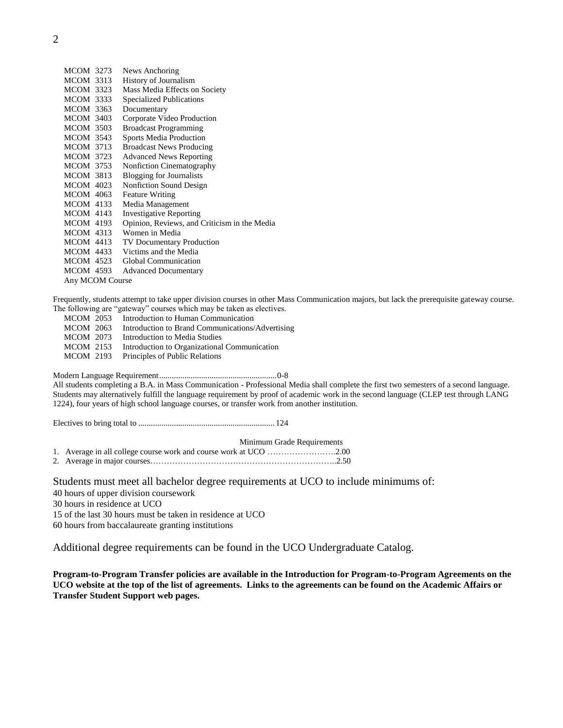MCOM 3273 News Anchoring
MCOM 3313 History of Journalism
MCOM 3323 Mass Media Effects on Society
MCOM 3333 Specialized Publications
MCOM 3363 Documentary
MCOM 3403 Corporate Video Production
MCOM 3503 Broadcast Programming
MCOM 3543 Sports Media Production
MCOM 3713 Broadcast News Producing
MCOM 3723 Advanced News Reporting
MCOM 3753 Nonfiction Cinematography
MCOM 3813 Blogging for Journalists
MCOM 4023 Nonfiction Sound Design
MCOM 4063 Feature Writing
MCOM 4133 Media Management
MCOM 4143 Investigative Reporting
MCOM 4193 Opinion, Reviews, and Criticism in the Media
MCOM 4313 Women in Media
MCOM 4413 TV Documentary Production
MCOM 4433 Victims and the Media
MCOM 4523 Global Communication
MCOM 4593 Advanced Documentary
Any MCOM Course

Frequently, students attempt to take upper division courses in other Mass Communication majors, but lack the prerequisite gateway course. The following are "gateway" courses which may be taken as electives.

MCOM 2053 Introduction to Human Communication
MCOM 2063 Introduction to Brand Communications/Advertising
MCOM 2073 Introduction to Media Studies
MCOM 2153 Introduction to Organizational Communication
MCOM 2193 Principles of Public Relations

Modern Language Requirement........................................................0-8
All students completing a B.A. in Mass Communication - Professional Media shall complete the first two semesters of a second language. Students may alternatively fulfill the language requirement by proof of academic work in the second language (CLEP test through LANG 1224), four years of high school language courses, or transfer work from another institution.

Electives to bring total to ................................................................ 124

Minimum Grade Requirements

1. Average in all college course work and course work at UCO …………………….2.00
2. Average in major courses…………………………………………………………..2.50

Students must meet all bachelor degree requirements at UCO to include minimums of:

40 hours of upper division coursework
30 hours in residence at UCO
15 of the last 30 hours must be taken in residence at UCO
60 hours from baccalaureate granting institutions

Additional degree requirements can be found in the UCO Undergraduate Catalog.

**Program-to-Program Transfer policies are available in the Introduction for Program-to-Program Agreements on the UCO website at the top of the list of agreements. Links to the agreements can be found on the Academic Affairs or Transfer Student Support web pages.**